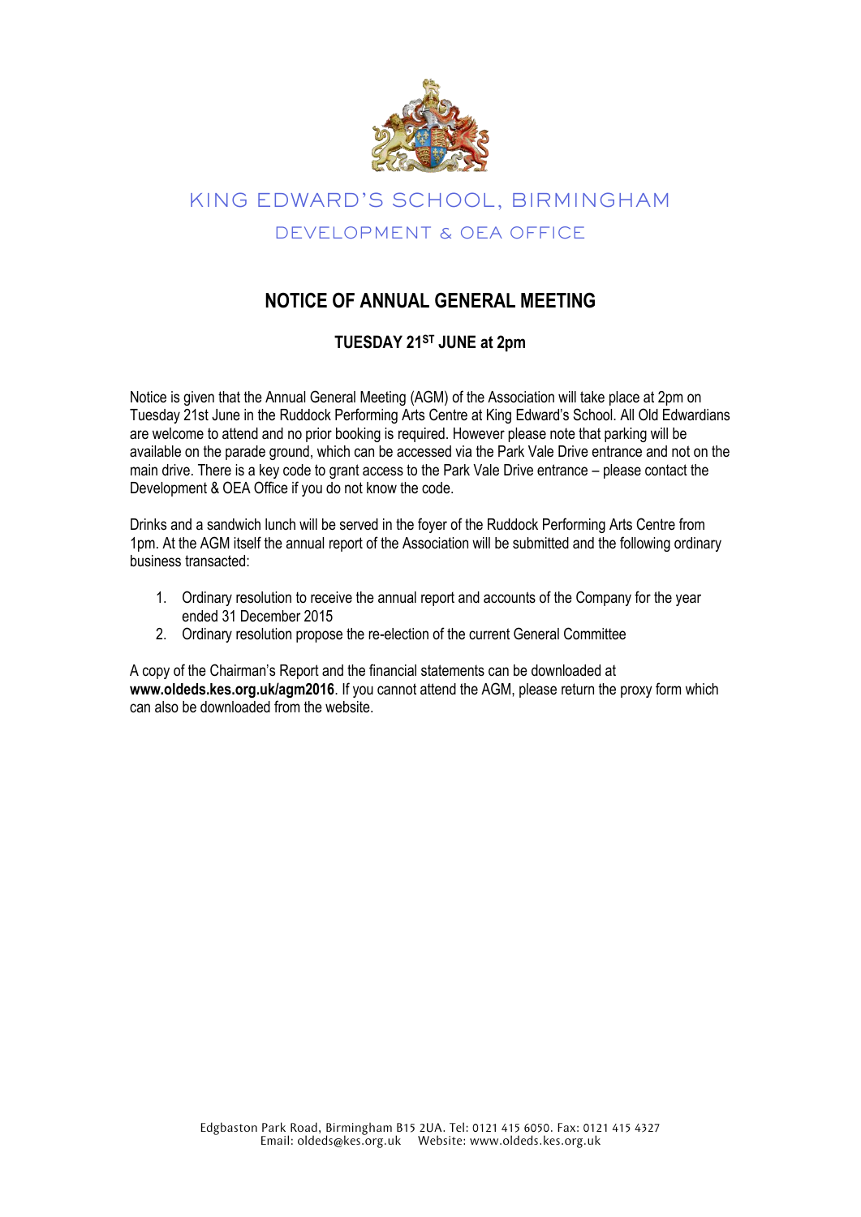# KING EDWARD'S SCHOOL, BIRMINGHAM

## DEVELOPMENT & OEA OFFICE

## NOTICE OF ANNUAL GENERAL MEETING

### TUESDAY 21ST JUNE at 2pm

Notice is given that the Annual General Meeting (AGM) of the Association will take place at 2pm on Tuesday 21st June in the Ruddock Performing Arts Centre at King Edward's School. All Old Edwardians are welcome to attend and no prior booking is required. However please note that parking will be available on the parade ground, which can be accessed via the Park Vale Drive entrance and not on the main drive. There is a key code to grant access to the Park Vale Drive entrance – please contact the Development & OEA Office if you do not know the code.

Drinks and a sandwich lunch will be served in the foyer of the Ruddock Performing Arts Centre from 1pm. At the AGM itself the annual report of the Association will be submitted and the following ordinary business transacted:

1. Ordinary resolution to receive the annual report and accounts of the Company for the year ended 31 December 2015
2. Ordinary resolution propose the re-election of the current General Committee

A copy of the Chairman's Report and the financial statements can be downloaded at **www.oldeds.kes.org.uk/agm2016**. If you cannot attend the AGM, please return the proxy form which can also be downloaded from the website.

Edgbaston Park Road, Birmingham B15 2UA. Tel: 0121 415 6050. Fax: 0121 415 4327
Email: oldeds@kes.org.uk Website: www.oldeds.kes.org.uk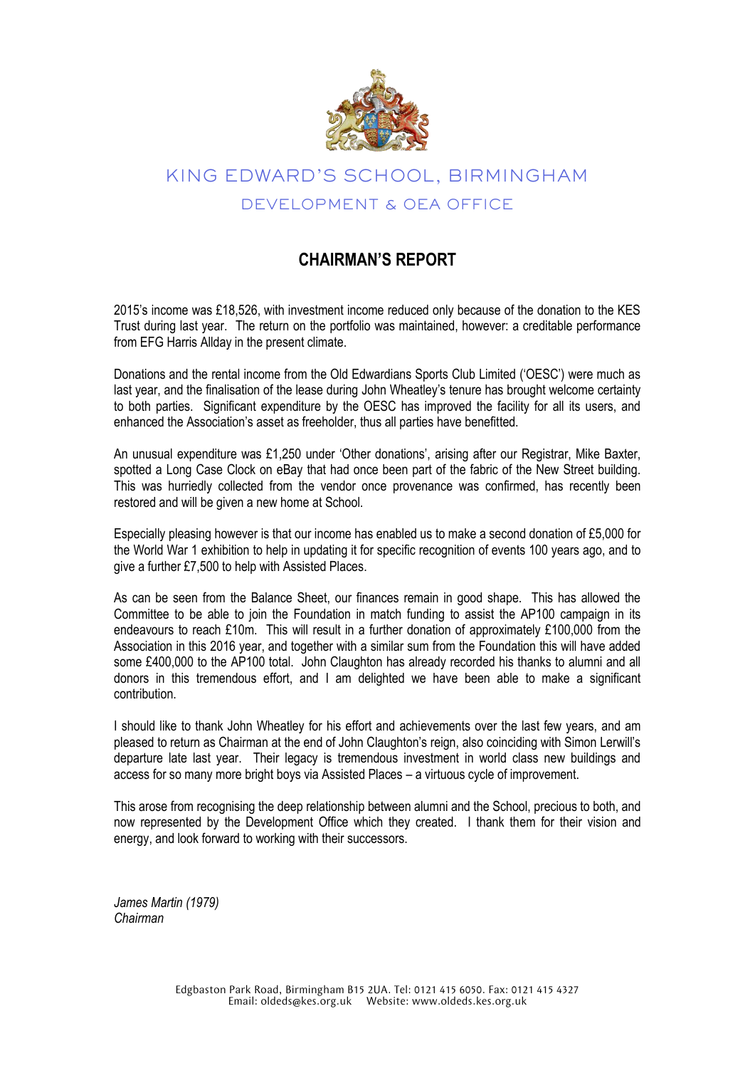KING EDWARD'S SCHOOL, BIRMINGHAM

DEVELOPMENT & OEA OFFICE

# CHAIRMAN'S REPORT

2015's income was £18,526, with investment income reduced only because of the donation to the KES Trust during last year. The return on the portfolio was maintained, however: a creditable performance from EFG Harris Allday in the present climate.

Donations and the rental income from the Old Edwardians Sports Club Limited ('OESC') were much as last year, and the finalisation of the lease during John Wheatley's tenure has brought welcome certainty to both parties. Significant expenditure by the OESC has improved the facility for all its users, and enhanced the Association's asset as freeholder, thus all parties have benefitted.

An unusual expenditure was £1,250 under 'Other donations', arising after our Registrar, Mike Baxter, spotted a Long Case Clock on eBay that had once been part of the fabric of the New Street building. This was hurriedly collected from the vendor once provenance was confirmed, has recently been restored and will be given a new home at School.

Especially pleasing however is that our income has enabled us to make a second donation of £5,000 for the World War 1 exhibition to help in updating it for specific recognition of events 100 years ago, and to give a further £7,500 to help with Assisted Places.

As can be seen from the Balance Sheet, our finances remain in good shape. This has allowed the Committee to be able to join the Foundation in match funding to assist the AP100 campaign in its endeavours to reach £10m. This will result in a further donation of approximately £100,000 from the Association in this 2016 year, and together with a similar sum from the Foundation this will have added some £400,000 to the AP100 total. John Claughton has already recorded his thanks to alumni and all donors in this tremendous effort, and I am delighted we have been able to make a significant contribution.

I should like to thank John Wheatley for his effort and achievements over the last few years, and am pleased to return as Chairman at the end of John Claughton's reign, also coinciding with Simon Lerwill's departure late last year. Their legacy is tremendous investment in world class new buildings and access for so many more bright boys via Assisted Places – a virtuous cycle of improvement.

This arose from recognising the deep relationship between alumni and the School, precious to both, and now represented by the Development Office which they created. I thank them for their vision and energy, and look forward to working with their successors.

*James Martin (1979)*
*Chairman*

Edgbaston Park Road, Birmingham B15 2UA. Tel: 0121 415 6050. Fax: 0121 415 4327
Email: oldeds@kes.org.uk Website: www.oldeds.kes.org.uk